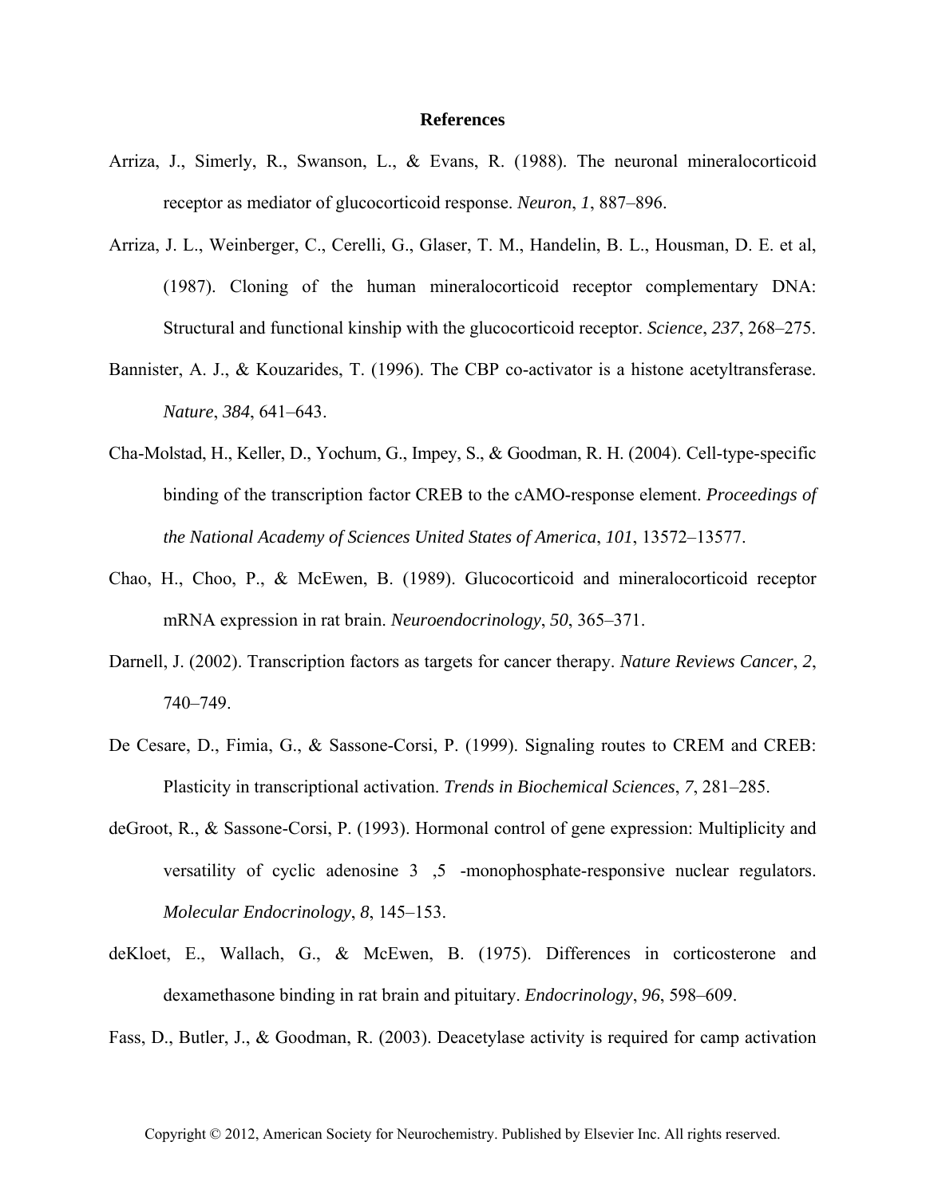# References

Arriza, J., Simerly, R., Swanson, L., & Evans, R. (1988). The neuronal mineralocorticoid receptor as mediator of glucocorticoid response. *Neuron*, *1*, 887–896.

Arriza, J. L., Weinberger, C., Cerelli, G., Glaser, T. M., Handelin, B. L., Housman, D. E. et al, (1987). Cloning of the human mineralocorticoid receptor complementary DNA: Structural and functional kinship with the glucocorticoid receptor. *Science*, *237*, 268–275.

Bannister, A. J., & Kouzarides, T. (1996). The CBP co-activator is a histone acetyltransferase. *Nature*, *384*, 641–643.

Cha-Molstad, H., Keller, D., Yochum, G., Impey, S., & Goodman, R. H. (2004). Cell-type-specific binding of the transcription factor CREB to the cAMO-response element. *Proceedings of the National Academy of Sciences United States of America*, *101*, 13572–13577.

Chao, H., Choo, P., & McEwen, B. (1989). Glucocorticoid and mineralocorticoid receptor mRNA expression in rat brain. *Neuroendocrinology*, *50*, 365–371.

Darnell, J. (2002). Transcription factors as targets for cancer therapy. *Nature Reviews Cancer*, *2*, 740–749.

De Cesare, D., Fimia, G., & Sassone-Corsi, P. (1999). Signaling routes to CREM and CREB: Plasticity in transcriptional activation. *Trends in Biochemical Sciences*, *7*, 281–285.

deGroot, R., & Sassone-Corsi, P. (1993). Hormonal control of gene expression: Multiplicity and versatility of cyclic adenosine 3 ,5 -monophosphate-responsive nuclear regulators. *Molecular Endocrinology*, *8*, 145–153.

deKloet, E., Wallach, G., & McEwen, B. (1975). Differences in corticosterone and dexamethasone binding in rat brain and pituitary. *Endocrinology*, *96*, 598–609.

Fass, D., Butler, J., & Goodman, R. (2003). Deacetylase activity is required for camp activation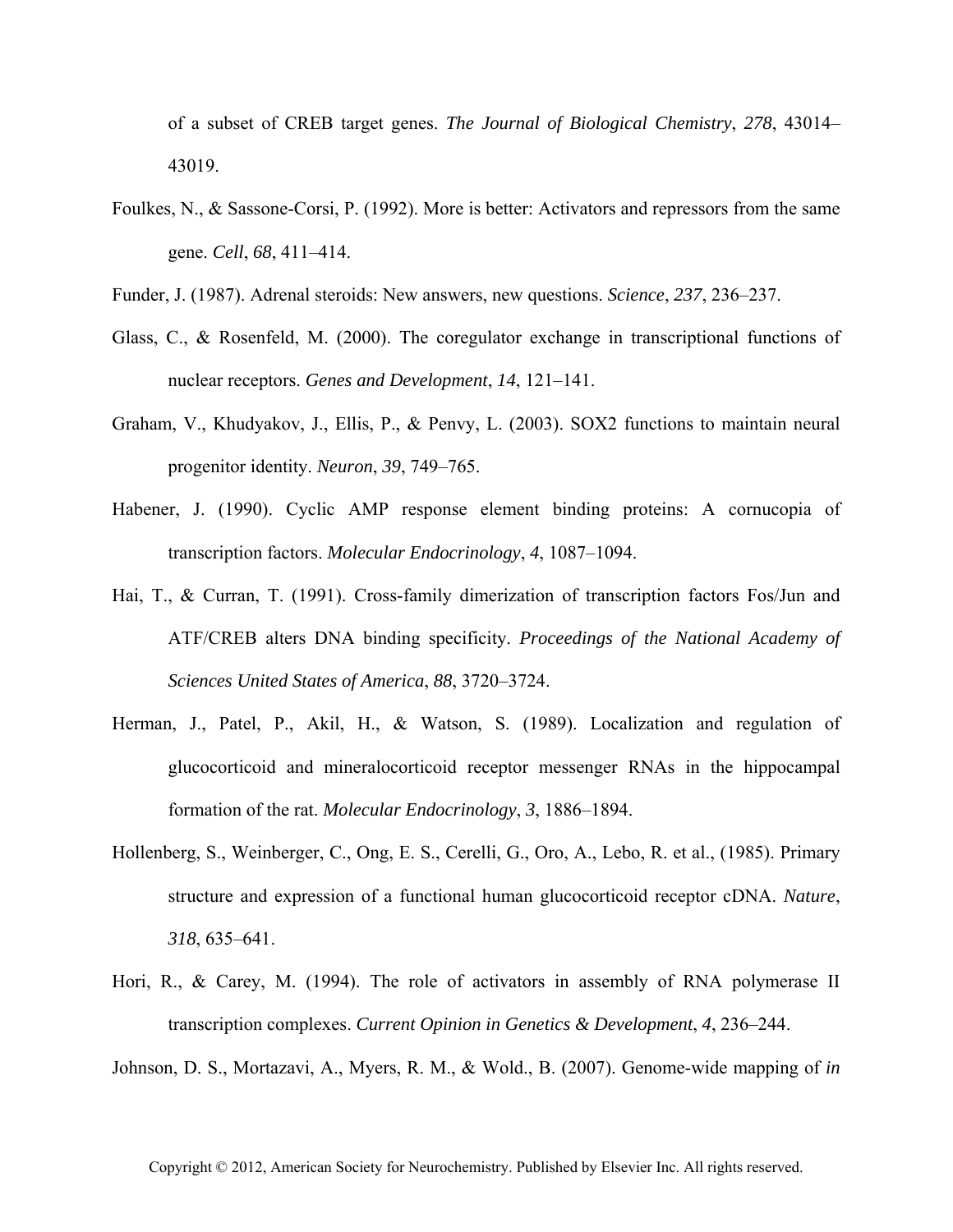of a subset of CREB target genes. *The Journal of Biological Chemistry*, *278*, 43014–43019.

Foulkes, N., & Sassone-Corsi, P. (1992). More is better: Activators and repressors from the same gene. *Cell*, *68*, 411–414.

Funder, J. (1987). Adrenal steroids: New answers, new questions. *Science*, *237*, 236–237.

Glass, C., & Rosenfeld, M. (2000). The coregulator exchange in transcriptional functions of nuclear receptors. *Genes and Development*, *14*, 121–141.

Graham, V., Khudyakov, J., Ellis, P., & Penvy, L. (2003). SOX2 functions to maintain neural progenitor identity. *Neuron*, *39*, 749–765.

Habener, J. (1990). Cyclic AMP response element binding proteins: A cornucopia of transcription factors. *Molecular Endocrinology*, *4*, 1087–1094.

Hai, T., & Curran, T. (1991). Cross-family dimerization of transcription factors Fos/Jun and ATF/CREB alters DNA binding specificity. *Proceedings of the National Academy of Sciences United States of America*, *88*, 3720–3724.

Herman, J., Patel, P., Akil, H., & Watson, S. (1989). Localization and regulation of glucocorticoid and mineralocorticoid receptor messenger RNAs in the hippocampal formation of the rat. *Molecular Endocrinology*, *3*, 1886–1894.

Hollenberg, S., Weinberger, C., Ong, E. S., Cerelli, G., Oro, A., Lebo, R. et al., (1985). Primary structure and expression of a functional human glucocorticoid receptor cDNA. *Nature*, *318*, 635–641.

Hori, R., & Carey, M. (1994). The role of activators in assembly of RNA polymerase II transcription complexes. *Current Opinion in Genetics & Development*, *4*, 236–244.

Johnson, D. S., Mortazavi, A., Myers, R. M., & Wold., B. (2007). Genome-wide mapping of *in*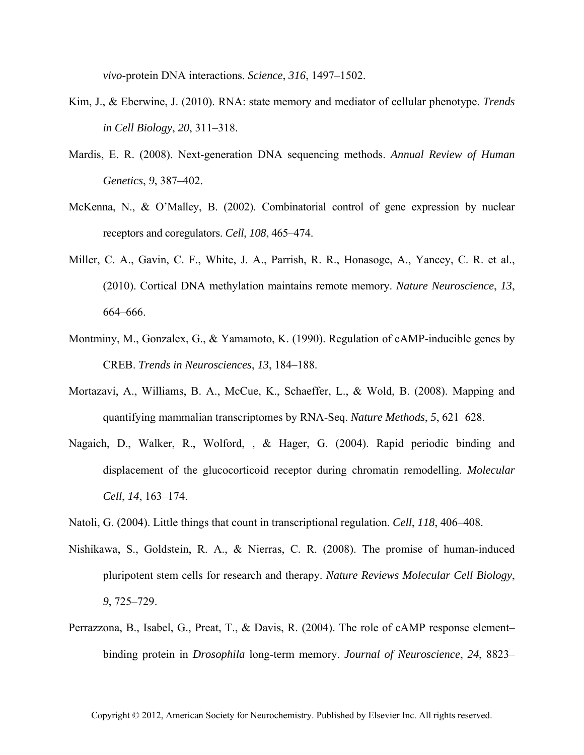*vivo*-protein DNA interactions. *Science*, *316*, 1497–1502.

Kim, J., & Eberwine, J. (2010). RNA: state memory and mediator of cellular phenotype. *Trends in Cell Biology*, *20*, 311–318.

Mardis, E. R. (2008). Next-generation DNA sequencing methods. *Annual Review of Human Genetics*, *9*, 387–402.

McKenna, N., & O'Malley, B. (2002). Combinatorial control of gene expression by nuclear receptors and coregulators. *Cell*, *108*, 465–474.

Miller, C. A., Gavin, C. F., White, J. A., Parrish, R. R., Honasoge, A., Yancey, C. R. et al., (2010). Cortical DNA methylation maintains remote memory. *Nature Neuroscience*, *13*, 664–666.

Montminy, M., Gonzalex, G., & Yamamoto, K. (1990). Regulation of cAMP-inducible genes by CREB. *Trends in Neurosciences*, *13*, 184–188.

Mortazavi, A., Williams, B. A., McCue, K., Schaeffer, L., & Wold, B. (2008). Mapping and quantifying mammalian transcriptomes by RNA-Seq. *Nature Methods*, *5*, 621–628.

Nagaich, D., Walker, R., Wolford, , & Hager, G. (2004). Rapid periodic binding and displacement of the glucocorticoid receptor during chromatin remodelling. *Molecular Cell*, *14*, 163–174.

Natoli, G. (2004). Little things that count in transcriptional regulation. *Cell*, *118*, 406–408.

Nishikawa, S., Goldstein, R. A., & Nierras, C. R. (2008). The promise of human-induced pluripotent stem cells for research and therapy. *Nature Reviews Molecular Cell Biology*, *9*, 725–729.

Perrazzona, B., Isabel, G., Preat, T., & Davis, R. (2004). The role of cAMP response element–binding protein in *Drosophila* long-term memory. *Journal of Neuroscience*, *24*, 8823–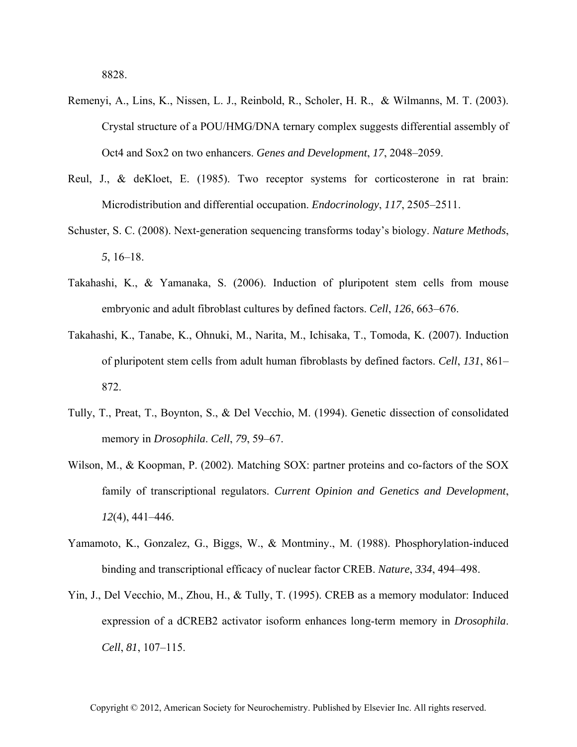8828.

Remenyi, A., Lins, K., Nissen, L. J., Reinbold, R., Scholer, H. R., & Wilmanns, M. T. (2003). Crystal structure of a POU/HMG/DNA ternary complex suggests differential assembly of Oct4 and Sox2 on two enhancers. *Genes and Development*, *17*, 2048–2059.

Reul, J., & deKloet, E. (1985). Two receptor systems for corticosterone in rat brain: Microdistribution and differential occupation. *Endocrinology*, *117*, 2505–2511.

Schuster, S. C. (2008). Next-generation sequencing transforms today's biology. *Nature Methods*, *5*, 16–18.

Takahashi, K., & Yamanaka, S. (2006). Induction of pluripotent stem cells from mouse embryonic and adult fibroblast cultures by defined factors. *Cell*, *126*, 663–676.

Takahashi, K., Tanabe, K., Ohnuki, M., Narita, M., Ichisaka, T., Tomoda, K. (2007). Induction of pluripotent stem cells from adult human fibroblasts by defined factors. *Cell*, *131*, 861–872.

Tully, T., Preat, T., Boynton, S., & Del Vecchio, M. (1994). Genetic dissection of consolidated memory in *Drosophila*. *Cell*, *79*, 59–67.

Wilson, M., & Koopman, P. (2002). Matching SOX: partner proteins and co-factors of the SOX family of transcriptional regulators. *Current Opinion and Genetics and Development*, *12*(4), 441–446.

Yamamoto, K., Gonzalez, G., Biggs, W., & Montminy., M. (1988). Phosphorylation-induced binding and transcriptional efficacy of nuclear factor CREB. *Nature*, *334*, 494–498.

Yin, J., Del Vecchio, M., Zhou, H., & Tully, T. (1995). CREB as a memory modulator: Induced expression of a dCREB2 activator isoform enhances long-term memory in *Drosophila*. *Cell*, *81*, 107–115.

Copyright © 2012, American Society for Neurochemistry. Published by Elsevier Inc. All rights reserved.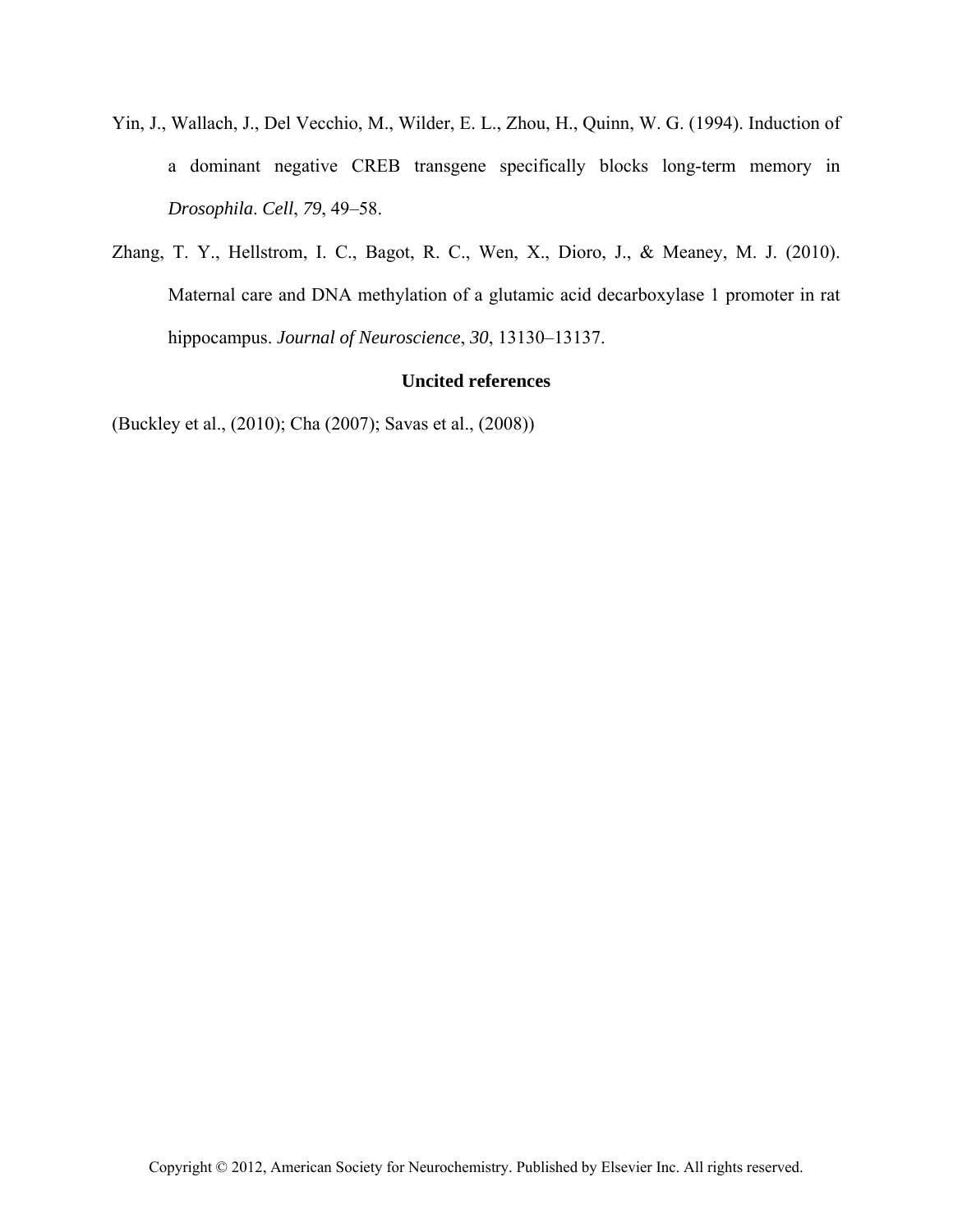Yin, J., Wallach, J., Del Vecchio, M., Wilder, E. L., Zhou, H., Quinn, W. G. (1994). Induction of a dominant negative CREB transgene specifically blocks long-term memory in *Drosophila*. *Cell*, *79*, 49–58.

Zhang, T. Y., Hellstrom, I. C., Bagot, R. C., Wen, X., Dioro, J., & Meaney, M. J. (2010). Maternal care and DNA methylation of a glutamic acid decarboxylase 1 promoter in rat hippocampus. *Journal of Neuroscience*, *30*, 13130–13137.

**Uncited references**

(Buckley et al., (2010); Cha (2007); Savas et al., (2008))